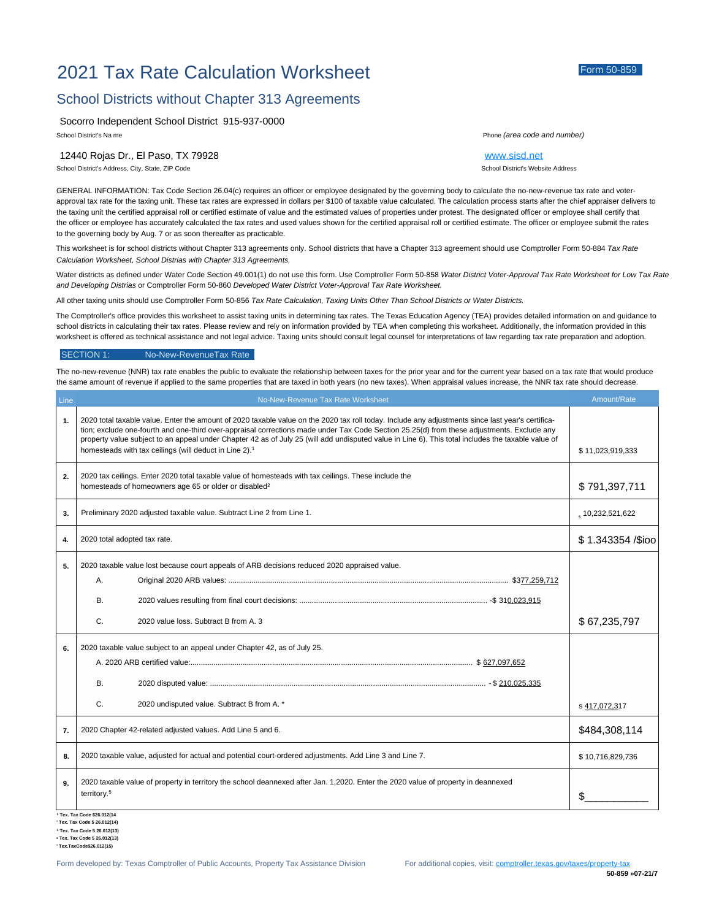# 2021 Tax Rate Calculation Worksheet

Form 50-859

## School Districts without Chapter 313 Agreements

Socorro Independent School District 915-937-0000

School District's Na me | Phone *(area code and number)*

12440 Rojas Dr., El Paso, TX 79928 | www.sisd.net

School District's Address, City, State, ZIP Code | School District's Website Address

GENERAL INFORMATION: Tax Code Section 26.04(c) requires an officer or employee designated by the governing body to calculate the no-new-revenue tax rate and voter-approval tax rate for the taxing unit. These tax rates are expressed in dollars per $100 of taxable value calculated. The calculation process starts after the chief appraiser delivers to the taxing unit the certified appraisal roll or certified estimate of value and the estimated values of properties under protest. The designated officer or employee shall certify that the officer or employee has accurately calculated the tax rates and used values shown for the certified appraisal roll or certified estimate. The officer or employee submit the rates to the governing body by Aug. 7 or as soon thereafter as practicable.

This worksheet is for school districts without Chapter 313 agreements only. School districts that have a Chapter 313 agreement should use Comptroller Form 50-884 *Tax Rate Calculation Worksheet, School Districts with Chapter 313 Agreements.*

Water districts as defined under Water Code Section 49.001(1) do not use this form. Use Comptroller Form 50-858 *Water District Voter-Approval Tax Rate Worksheet for Low Tax Rate and Developing Districts* or Comptroller Form 50-860 *Developed Water District Voter-Approval Tax Rate Worksheet.*

All other taxing units should use Comptroller Form 50-856 *Tax Rate Calculation, Taxing Units Other Than School Districts or Water Districts.*

The Comptroller's office provides this worksheet to assist taxing units in determining tax rates. The Texas Education Agency (TEA) provides detailed information on and guidance to school districts in calculating their tax rates. Please review and rely on information provided by TEA when completing this worksheet. Additionally, the information provided in this worksheet is offered as technical assistance and not legal advice. Taxing units should consult legal counsel for interpretations of law regarding tax rate preparation and adoption.

## SECTION 1: No-New-RevenueTax Rate

The no-new-revenue (NNR) tax rate enables the public to evaluate the relationship between taxes for the prior year and for the current year based on a tax rate that would produce the same amount of revenue if applied to the same properties that are taxed in both years (no new taxes). When appraisal values increase, the NNR tax rate should decrease.

| Line | No-New-Revenue Tax Rate Worksheet | Amount/Rate |
|---|---|---|
| **1.** | 2020 total taxable value. Enter the amount of 2020 taxable value on the 2020 tax roll today. Include any adjustments since last year's certification; exclude one-fourth and one-third over-appraisal corrections made under Tax Code Section 25.25(d) from these adjustments. Exclude any property value subject to an appeal under Chapter 42 as of July 25 (will add undisputed value in Line 6). This total includes the taxable value of homesteads with tax ceilings (will deduct in Line 2).[1] | $ 11,023,919,333 |
| **2.** | 2020 tax ceilings. Enter 2020 total taxable value of homesteads with tax ceilings. These include the homesteads of homeowners age 65 or older or disabled[2] | $ 791,397,711 |
| **3.** | Preliminary 2020 adjusted taxable value. Subtract Line 2 from Line 1. | $ 10,232,521,622 |
| **4.** | 2020 total adopted tax rate. | $ 1.343354 /$ioo |
| **5.** | 2020 taxable value lost because court appeals of ARB decisions reduced 2020 appraised value.<br>A. Original 2020 ARB values: .......... $377,259,712<br>B. 2020 values resulting from final court decisions: .......... -$ 310,023,915<br>C. 2020 value loss. Subtract B from A. 3 | $ 67,235,797 |
| **6.** | 2020 taxable value subject to an appeal under Chapter 42, as of July 25.<br>A. 2020 ARB certified value: .......... $ 627,097,652<br>B. 2020 disputed value: .......... -$ 210,025,335<br>C. 2020 undisputed value. Subtract B from A. * | $ 417,072,317 |
| **7.** | 2020 Chapter 42-related adjusted values. Add Line 5 and 6. | $484,308,114 |
| **8.** | 2020 taxable value, adjusted for actual and potential court-ordered adjustments. Add Line 3 and Line 7. | $ 10,716,829,736 |
| **9.** | 2020 taxable value of property in territory the school deannexed after Jan. 1,2020. Enter the 2020 value of property in deannexed territory.[5] | $____________ |

[1] Tex. Tax Code $26.012(14
[2] Tex. Tax Code 5 26.012(14)
[3] Tex. Tax Code 5 26.012(13)
[4] Tex. Tax Code 5 26.012(13)
[5] Tex.TaxCode$26.012(15)

Form developed by: Texas Comptroller of Public Accounts, Property Tax Assistance Division | For additional copies, visit: comptroller.texas.gov/taxes/property-tax

50-859 »07-21/7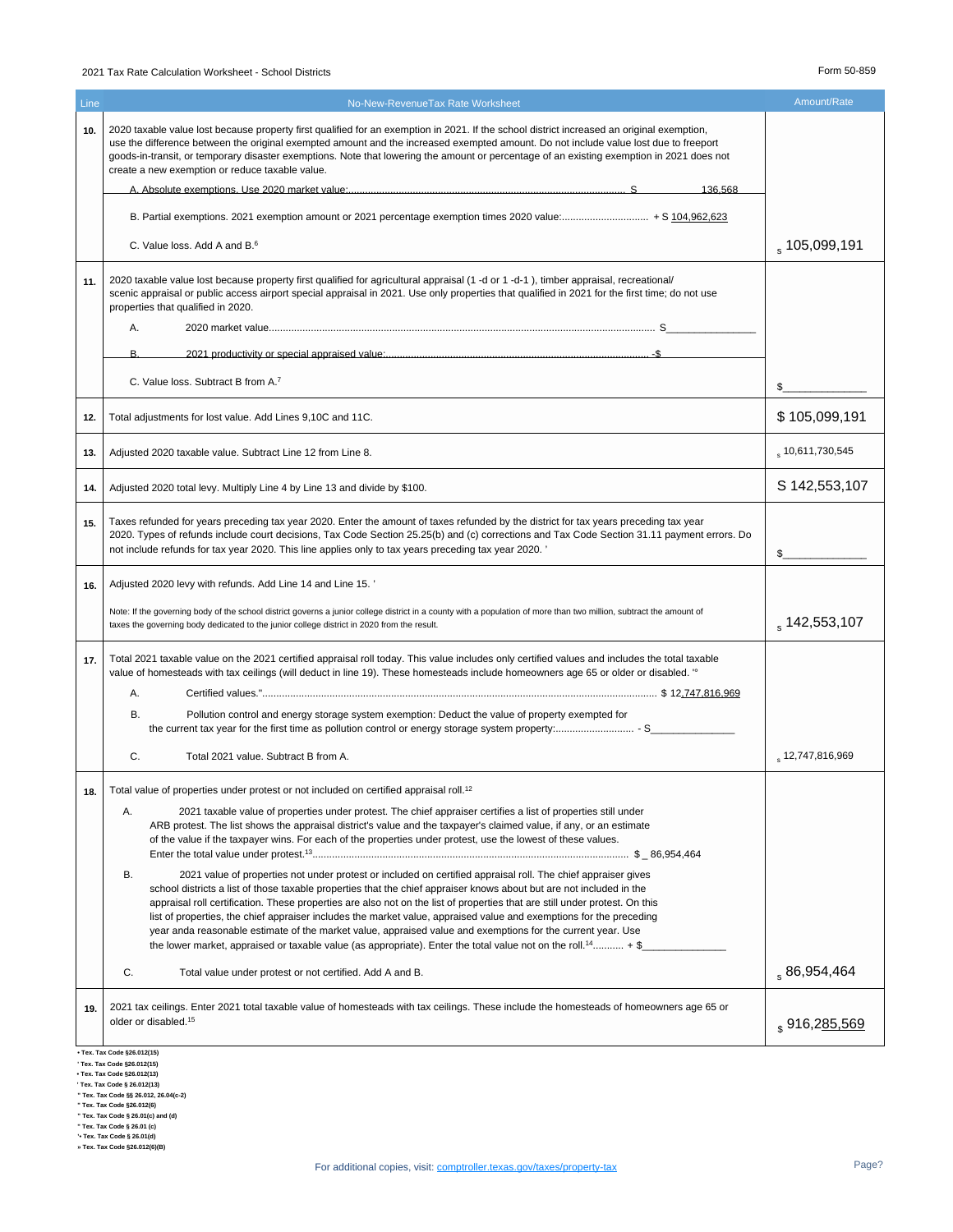| Line | No-New-RevenueTax Rate Worksheet | Amount/Rate |
|---|---|---|
| **10.** | 2020 taxable value lost because property first qualified for an exemption in 2021. If the school district increased an original exemption, use the difference between the original exempted amount and the increased exempted amount. Do not include value lost due to freeport goods-in-transit, or temporary disaster exemptions. Note that lowering the amount or percentage of an existing exemption in 2021 does not create a new exemption or reduce taxable value.<br><br>A. Absolute exemptions. Use 2020 market value:.................................................................................................. S 136,568<br><br>B. Partial exemptions. 2021 exemption amount or 2021 percentage exemption times 2020 value:............................... + S 104,962,623<br><br>C. Value loss. Add A and B.[6] | $ 105,099,191 |
| **11.** | 2020 taxable value lost because property first qualified for agricultural appraisal (1 -d or 1 -d-1 ), timber appraisal, recreational/ scenic appraisal or public access airport special appraisal in 2021. Use only properties that qualified in 2021 for the first time; do not use properties that qualified in 2020.<br><br>A. 2020 market value........................................................................................................................................ S_______________<br><br>B. 2021 productivity or special appraised value:............................................................................................. -$<br><br>C. Value loss. Subtract B from A.[7] | $______________ |
| **12.** | Total adjustments for lost value. Add Lines 9,10C and 11C. | $ 105,099,191 |
| **13.** | Adjusted 2020 taxable value. Subtract Line 12 from Line 8. | $ 10,611,730,545 |
| **14.** | Adjusted 2020 total levy. Multiply Line 4 by Line 13 and divide by $100. | S 142,553,107 |
| **15.** | Taxes refunded for years preceding tax year 2020. Enter the amount of taxes refunded by the district for tax years preceding tax year 2020. Types of refunds include court decisions, Tax Code Section 25.25(b) and (c) corrections and Tax Code Section 31.11 payment errors. Do not include refunds for tax year 2020. This line applies only to tax years preceding tax year 2020. ' | $______________ |
| **16.** | Adjusted 2020 levy with refunds. Add Line 14 and Line 15. '<br><br>Note: If the governing body of the school district governs a junior college district in a county with a population of more than two million, subtract the amount of taxes the governing body dedicated to the junior college district in 2020 from the result. | $ 142,553,107 |
| **17.** | Total 2021 taxable value on the 2021 certified appraisal roll today. This value includes only certified values and includes the total taxable value of homesteads with tax ceilings (will deduct in line 19). These homesteads include homeowners age 65 or older or disabled. '°<br><br>A. Certified values."............................................................................................................................................ $ 12,747,816,969<br><br>B. Pollution control and energy storage system exemption: Deduct the value of property exempted for the current tax year for the first time as pollution control or energy storage system property:............................ - S_______________<br><br>C. Total 2021 value. Subtract B from A. | $ 12,747,816,969 |
| **18.** | Total value of properties under protest or not included on certified appraisal roll.[12]<br><br>A. 2021 taxable value of properties under protest. The chief appraiser certifies a list of properties still under ARB protest. The list shows the appraisal district's value and the taxpayer's claimed value, if any, or an estimate of the value if the taxpayer wins. For each of the properties under protest, use the lowest of these values. Enter the total value under protest.[13]............................................................................................................... $ _ 86,954,464<br><br>B. 2021 value of properties not under protest or included on certified appraisal roll. The chief appraiser gives school districts a list of those taxable properties that the chief appraiser knows about but are not included in the appraisal roll certification. These properties are also not on the list of properties that are still under protest. On this list of properties, the chief appraiser includes the market value, appraised value and exemptions for the preceding year anda reasonable estimate of the market value, appraised value and exemptions for the current year. Use the lower market, appraised or taxable value (as appropriate). Enter the total value not on the roll.[14]........... + $_______________<br><br>C. Total value under protest or not certified. Add A and B. | $ 86,954,464 |
| **19.** | 2021 tax ceilings. Enter 2021 total taxable value of homesteads with tax ceilings. These include the homesteads of homeowners age 65 or older or disabled.[15] | $ 916,285,569 |

• Tex. Tax Code §26.012(15)
' Tex. Tax Code §26.012(15)
• Tex. Tax Code §26.012(13)
' Tex. Tax Code § 26.012(13)
'° Tex. Tax Code §§ 26.012, 26.04(c-2)
" Tex. Tax Code §26.012(6)
" Tex. Tax Code § 26.01(c) and (d)
" Tex. Tax Code § 26.01 (c)
'• Tex. Tax Code § 26.01(d)
» Tex. Tax Code §26.012(6)(B)

For additional copies, visit: comptroller.texas.gov/taxes/property-tax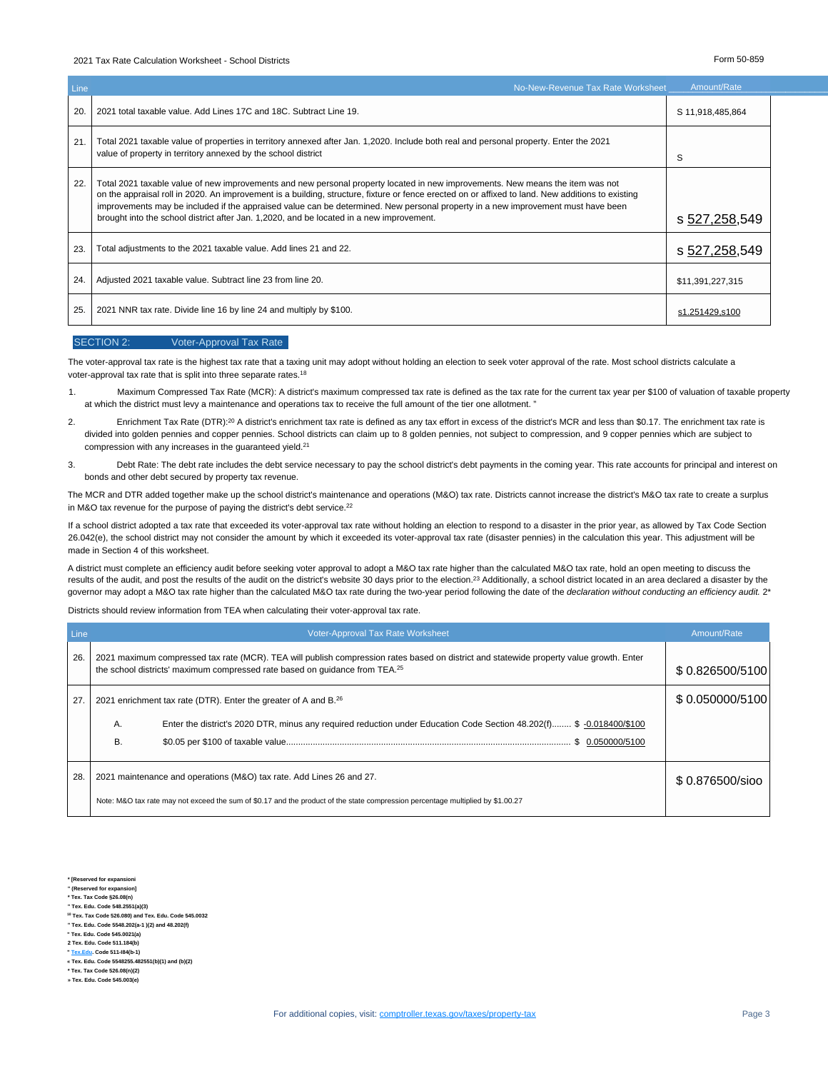| Line | No-New-Revenue Tax Rate Worksheet | Amount/Rate |
|---|---|---|
| 20. | 2021 total taxable value. Add Lines 17C and 18C. Subtract Line 19. | S 11,918,485,864 |
| 21. | Total 2021 taxable value of properties in territory annexed after Jan. 1,2020. Include both real and personal property. Enter the 2021 value of property in territory annexed by the school district | S |
| 22. | Total 2021 taxable value of new improvements and new personal property located in new improvements. New means the item was not on the appraisal roll in 2020. An improvement is a building, structure, fixture or fence erected on or affixed to land. New additions to existing improvements may be included if the appraised value can be determined. New personal property in a new improvement must have been brought into the school district after Jan. 1,2020, and be located in a new improvement. | s 527,258,549 |
| 23. | Total adjustments to the 2021 taxable value. Add lines 21 and 22. | s 527,258,549 |
| 24. | Adjusted 2021 taxable value. Subtract line 23 from line 20. | $11,391,227,315 |
| 25. | 2021 NNR tax rate. Divide line 16 by line 24 and multiply by $100. | s1.251429,s100 |

## SECTION 2: Voter-Approval Tax Rate

The voter-approval tax rate is the highest tax rate that a taxing unit may adopt without holding an election to seek voter approval of the rate. Most school districts calculate a voter-approval tax rate that is split into three separate rates.[18]

1. Maximum Compressed Tax Rate (MCR): A district's maximum compressed tax rate is defined as the tax rate for the current tax year per $100 of valuation of taxable property at which the district must levy a maintenance and operations tax to receive the full amount of the tier one allotment. "
2. Enrichment Tax Rate (DTR):[20] A district's enrichment tax rate is defined as any tax effort in excess of the district's MCR and less than $0.17. The enrichment tax rate is divided into golden pennies and copper pennies. School districts can claim up to 8 golden pennies, not subject to compression, and 9 copper pennies which are subject to compression with any increases in the guaranteed yield.[21]
3. Debt Rate: The debt rate includes the debt service necessary to pay the school district's debt payments in the coming year. This rate accounts for principal and interest on bonds and other debt secured by property tax revenue.

The MCR and DTR added together make up the school district's maintenance and operations (M&O) tax rate. Districts cannot increase the district's M&O tax rate to create a surplus in M&O tax revenue for the purpose of paying the district's debt service.[22]

If a school district adopted a tax rate that exceeded its voter-approval tax rate without holding an election to respond to a disaster in the prior year, as allowed by Tax Code Section 26.042(e), the school district may not consider the amount by which it exceeded its voter-approval tax rate (disaster pennies) in the calculation this year. This adjustment will be made in Section 4 of this worksheet.

A district must complete an efficiency audit before seeking voter approval to adopt a M&O tax rate higher than the calculated M&O tax rate, hold an open meeting to discuss the results of the audit, and post the results of the audit on the district's website 30 days prior to the election.[23] Additionally, a school district located in an area declared a disaster by the governor may adopt a M&O tax rate higher than the calculated M&O tax rate during the two-year period following the date of the *declaration without conducting an efficiency audit.* 2*

Districts should review information from TEA when calculating their voter-approval tax rate.

| Line | Voter-Approval Tax Rate Worksheet | Amount/Rate |
|---|---|---|
| 26. | 2021 maximum compressed tax rate (MCR). TEA will publish compression rates based on district and statewide property value growth. Enter the school districts' maximum compressed rate based on guidance from TEA.[25] | $ 0.826500/5100 |
| 27. | 2021 enrichment tax rate (DTR). Enter the greater of A and B.[26]<br>A. Enter the district's 2020 DTR, minus any required reduction under Education Code Section 48.202(f)........ $ -0.018400/$100<br>B. $0.05 per $100 of taxable value.......... $ 0.050000/5100 | $ 0.050000/5100 |
| 28. | 2021 maintenance and operations (M&O) tax rate. Add Lines 26 and 27.<br>Note: M&O tax rate may not exceed the sum of $0.17 and the product of the state compression percentage multiplied by $1.00.27 | $ 0.876500/sioo |

* [Reserved for expansioni
" (Reserved for expansion]
* Tex. Tax Code §26.08(n)
" Tex. Edu. Code 548.2551(a)(3)
[18] Tex. Tax Code 526.080) and Tex. Edu. Code 545.0032
" Tex. Edu. Code 5548.202(a-1 )(2) and 48.202(f)
" Tex. Edu. Code 545.0021(a)
2 Tex. Edu. Code 511.184(b)
" Tex.Edu. Code 511-I84(b-1)
« Tex. Edu. Code 5548255.482551(b)(1) and (b)(2)
* Tex. Tax Code 526.08(n)(2)
» Tex. Edu. Code 545.003(e)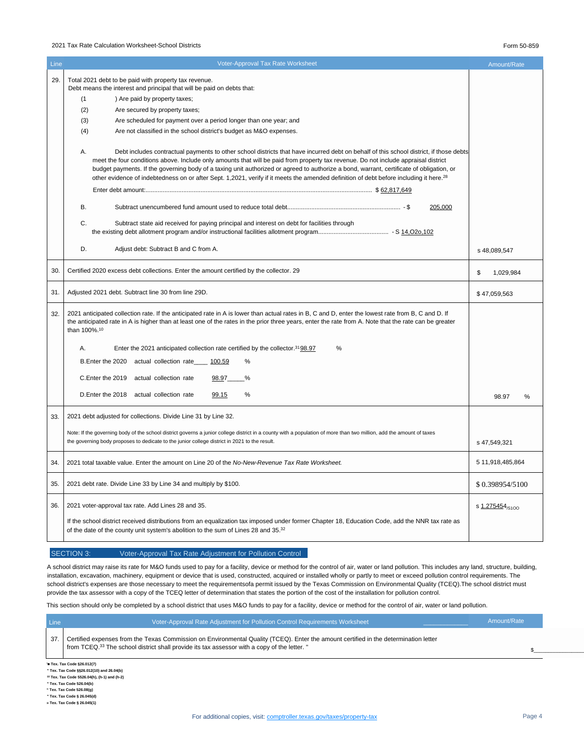| Line | Voter-Approval Tax Rate Worksheet | Amount/Rate |
|---|---|---|
| 29. | Total 2021 debt to be paid with property tax revenue.<br>Debt means the interest and principal that will be paid on debts that:<br>(1) Are paid by property taxes;<br>(2) Are secured by property taxes;<br>(3) Are scheduled for payment over a period longer than one year; and<br>(4) Are not classified in the school district's budget as M&O expenses.<br><br>A. Debt includes contractual payments to other school districts that have incurred debt on behalf of this school district, if those debts meet the four conditions above. Include only amounts that will be paid from property tax revenue. Do not include appraisal district budget payments. If the governing body of a taxing unit authorized or agreed to authorize a bond, warrant, certificate of obligation, or other evidence of indebtedness on or after Sept. 1,2021, verify if it meets the amended definition of debt before including it here.[28]<br>Enter debt amount:........ $ 62,817,649<br><br>B. Subtract unencumbered fund amount used to reduce total debt........ - $ 205,000<br><br>C. Subtract state aid received for paying principal and interest on debt for facilities through the existing debt allotment program and/or instructional facilities allotment program........ - S 14,O2o,102<br><br>D. Adjust debt: Subtract B and C from A. | s 48,089,547 |
| 30. | Certified 2020 excess debt collections. Enter the amount certified by the collector. 29 | $ 1,029,984 |
| 31. | Adjusted 2021 debt. Subtract line 30 from line 29D. | $ 47,059,563 |
| 32. | 2021 anticipated collection rate. If the anticipated rate in A is lower than actual rates in B, C and D, enter the lowest rate from B, C and D. If the anticipated rate in A is higher than at least one of the rates in the prior three years, enter the rate from A. Note that the rate can be greater than 100%.[10]<br><br>A. Enter the 2021 anticipated collection rate certified by the collector.[31] 98.97 %<br>B. Enter the 2020 actual collection rate 100.59 %<br>C. Enter the 2019 actual collection rate 98.97 %<br>D. Enter the 2018 actual collection rate 99.15 % | 98.97 % |
| 33. | 2021 debt adjusted for collections. Divide Line 31 by Line 32.<br><br>Note: If the governing body of the school district governs a junior college district in a county with a population of more than two million, add the amount of taxes the governing body proposes to dedicate to the junior college district in 2021 to the result. | s 47,549,321 |
| 34. | 2021 total taxable value. Enter the amount on Line 20 of the *No-New-Revenue Tax Rate Worksheet.* | 5 11,918,485,864 |
| 35. | 2021 debt rate. Divide Line 33 by Line 34 and multiply by $100. | $ 0.398954/5100 |
| 36. | 2021 voter-approval tax rate. Add Lines 28 and 35.<br><br>If the school district received distributions from an equalization tax imposed under former Chapter 18, Education Code, add the NNR tax rate as of the date of the county unit system's abolition to the sum of Lines 28 and 35.[32] | s 1.275454/S1OO |

## SECTION 3: Voter-Approval Tax Rate Adjustment for Pollution Control

A school district may raise its rate for M&O funds used to pay for a facility, device or method for the control of air, water or land pollution. This includes any land, structure, building, installation, excavation, machinery, equipment or device that is used, constructed, acquired or installed wholly or partly to meet or exceed pollution control requirements. The school district's expenses are those necessary to meet the requirementsofa permit issued by the Texas Commission on Environmental Quality (TCEQ).The school district must provide the tax assessor with a copy of the TCEQ letter of determination that states the portion of the cost of the installation for pollution control.

This section should only be completed by a school district that uses M&O funds to pay for a facility, device or method for the control of air, water or land pollution.

| Line | Voter-Approval Rate Adjustment for Pollution Control Requirements Worksheet | Amount/Rate |
|---|---|---|
| 37. | Certified expenses from the Texas Commission on Environmental Quality (TCEQ). Enter the amount certified in the determination letter from TCEQ.[33] The school district shall provide its tax assessor with a copy of the letter. " | $ |

'■ Tex. Tax Code §26.012(7)
" Tex. Tax Code §§26.012(10) and 26.04(b)
[10] Tex. Tax Code 5526.04(h), (h-1) and (h-2)
" Tex. Tax Code 526.04(b)
" Tex. Tax Code 526.08(g)
" Tex. Tax Code § 26.045(d)
» Tex. Tax Code § 26.045(1)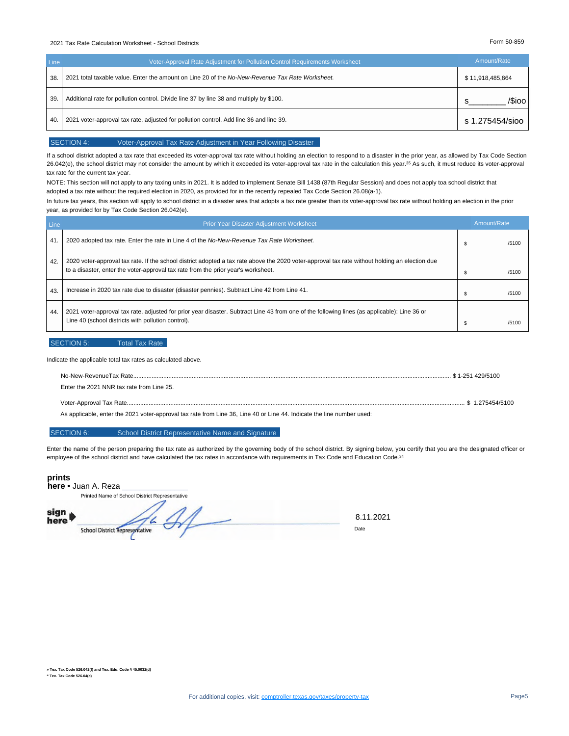| Line | Voter-Approval Rate Adjustment for Pollution Control Requirements Worksheet | Amount/Rate |
|---|---|---|
| 38. | 2021 total taxable value. Enter the amount on Line 20 of the *No-New-Revenue Tax Rate Worksheet.* | $ 11,918,485,864 |
| 39. | Additional rate for pollution control. Divide line 37 by line 38 and multiply by $100. | s________ /$ioo |
| 40. | 2021 voter-approval tax rate, adjusted for pollution control. Add line 36 and line 39. | s 1.275454/sioo |

## SECTION 4: Voter-Approval Tax Rate Adjustment in Year Following Disaster

If a school district adopted a tax rate that exceeded its voter-approval tax rate without holding an election to respond to a disaster in the prior year, as allowed by Tax Code Section 26.042(e), the school district may not consider the amount by which it exceeded its voter-approval tax rate in the calculation this year.[35] As such, it must reduce its voter-approval tax rate for the current tax year.

NOTE: This section will not apply to any taxing units in 2021. It is added to implement Senate Bill 1438 (87th Regular Session) and does not apply toa school district that adopted a tax rate without the required election in 2020, as provided for in the recently repealed Tax Code Section 26.08(a-1).

In future tax years, this section will apply to school district in a disaster area that adopts a tax rate greater than its voter-approval tax rate without holding an election in the prior year, as provided for by Tax Code Section 26.042(e).

| Line | Prior Year Disaster Adjustment Worksheet | Amount/Rate |
|---|---|---|
| 41. | 2020 adopted tax rate. Enter the rate in Line 4 of the *No-New-Revenue Tax Rate Worksheet.* | $ /5100 |
| 42. | 2020 voter-approval tax rate. If the school district adopted a tax rate above the 2020 voter-approval tax rate without holding an election due to a disaster, enter the voter-approval tax rate from the prior year's worksheet. | $ /5100 |
| 43. | Increase in 2020 tax rate due to disaster (disaster pennies). Subtract Line 42 from Line 41. | $ /5100 |
| 44. | 2021 voter-approval tax rate, adjusted for prior year disaster. Subtract Line 43 from one of the following lines (as applicable): Line 36 or Line 40 (school districts with pollution control). | $ /5100 |

## SECTION 5: Total Tax Rate

Indicate the applicable total tax rates as calculated above.

No-New-RevenueTax Rate.................................................................................................................. $ 1-251 429/5100

Enter the 2021 NNR tax rate from Line 25.

Voter-Approval Tax Rate.................................................................................................................. $ 1.275454/5100

As applicable, enter the 2021 voter-approval tax rate from Line 36, Line 40 or Line 44. Indicate the line number used:

## SECTION 6: School District Representative Name and Signature

Enter the name of the person preparing the tax rate as authorized by the governing body of the school district. By signing below, you certify that you are the designated officer or employee of the school district and have calculated the tax rates in accordance with requirements in Tax Code and Education Code.[34]

**prints here** • Juan A. Reza
Printed Name of School District Representative

**sign here** ➧ [signature]
School District Representative

8.11.2021
Date

[35] Tex. Tax Code 526.042(f) and Tex. Edu. Code § 45.0032(d)
[34] Tex. Tax Code 526.04(c)